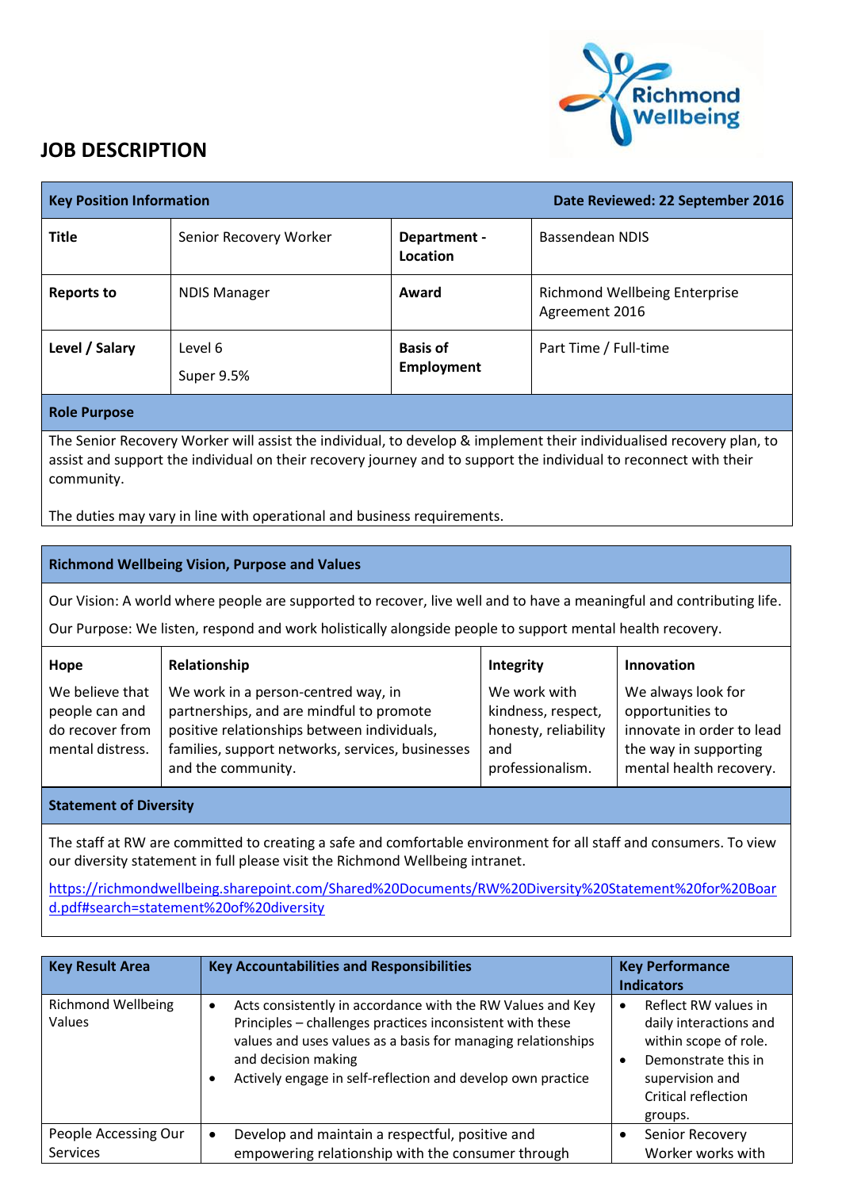Richmond Wellbeing

# JOB DESCRIPTION

| Key Position Information | | Date Reviewed: 22 September 2016 | |
|---|---|---|---|
| **Title** | Senior Recovery Worker | **Department - Location** | Bassendean NDIS |
| **Reports to** | NDIS Manager | **Award** | Richmond Wellbeing Enterprise Agreement 2016 |
| **Level / Salary** | Level 6<br>Super 9.5% | **Basis of Employment** | Part Time / Full-time |

**Role Purpose**

The Senior Recovery Worker will assist the individual, to develop & implement their individualised recovery plan, to assist and support the individual on their recovery journey and to support the individual to reconnect with their community.

The duties may vary in line with operational and business requirements.

**Richmond Wellbeing Vision, Purpose and Values**

Our Vision: A world where people are supported to recover, live well and to have a meaningful and contributing life.

Our Purpose: We listen, respond and work holistically alongside people to support mental health recovery.

| Hope | Relationship | Integrity | Innovation |
|---|---|---|---|
| We believe that people can and do recover from mental distress. | We work in a person-centred way, in partnerships, and are mindful to promote positive relationships between individuals, families, support networks, services, businesses and the community. | We work with kindness, respect, honesty, reliability and professionalism. | We always look for opportunities to innovate in order to lead the way in supporting mental health recovery. |

**Statement of Diversity**

The staff at RW are committed to creating a safe and comfortable environment for all staff and consumers. To view our diversity statement in full please visit the Richmond Wellbeing intranet.

https://richmondwellbeing.sharepoint.com/Shared%20Documents/RW%20Diversity%20Statement%20for%20Board.pdf#search=statement%20of%20diversity

| Key Result Area | Key Accountabilities and Responsibilities | Key Performance Indicators |
|---|---|---|
| Richmond Wellbeing Values | • Acts consistently in accordance with the RW Values and Key Principles – challenges practices inconsistent with these values and uses values as a basis for managing relationships and decision making<br>• Actively engage in self-reflection and develop own practice | • Reflect RW values in daily interactions and within scope of role.<br>• Demonstrate this in supervision and Critical reflection groups. |
| People Accessing Our Services | • Develop and maintain a respectful, positive and empowering relationship with the consumer through | • Senior Recovery Worker works with |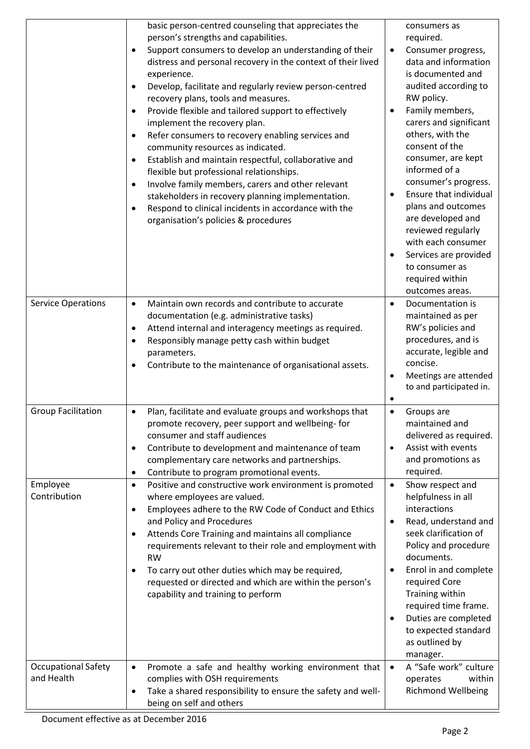| | | |
|---|---|---|
| | basic person-centred counseling that appreciates the person's strengths and capabilities.<br>• Support consumers to develop an understanding of their distress and personal recovery in the context of their lived experience.<br>• Develop, facilitate and regularly review person-centred recovery plans, tools and measures.<br>• Provide flexible and tailored support to effectively implement the recovery plan.<br>• Refer consumers to recovery enabling services and community resources as indicated.<br>• Establish and maintain respectful, collaborative and flexible but professional relationships.<br>• Involve family members, carers and other relevant stakeholders in recovery planning implementation.<br>• Respond to clinical incidents in accordance with the organisation's policies & procedures | consumers as required.<br>• Consumer progress, data and information is documented and audited according to RW policy.<br>• Family members, carers and significant others, with the consent of the consumer, are kept informed of a consumer's progress.<br>• Ensure that individual plans and outcomes are developed and reviewed regularly with each consumer<br>• Services are provided to consumer as required within outcomes areas. |
| Service Operations | • Maintain own records and contribute to accurate documentation (e.g. administrative tasks)<br>• Attend internal and interagency meetings as required.<br>• Responsibly manage petty cash within budget parameters.<br>• Contribute to the maintenance of organisational assets. | • Documentation is maintained as per RW's policies and procedures, and is accurate, legible and concise.<br>• Meetings are attended to and participated in.<br>• |
| Group Facilitation | • Plan, facilitate and evaluate groups and workshops that promote recovery, peer support and wellbeing- for consumer and staff audiences<br>• Contribute to development and maintenance of team complementary care networks and partnerships.<br>• Contribute to program promotional events. | • Groups are maintained and delivered as required.<br>• Assist with events and promotions as required. |
| Employee Contribution | • Positive and constructive work environment is promoted where employees are valued.<br>• Employees adhere to the RW Code of Conduct and Ethics and Policy and Procedures<br>• Attends Core Training and maintains all compliance requirements relevant to their role and employment with RW<br>• To carry out other duties which may be required, requested or directed and which are within the person's capability and training to perform | • Show respect and helpfulness in all interactions<br>• Read, understand and seek clarification of Policy and procedure documents.<br>• Enrol in and complete required Core Training within required time frame.<br>• Duties are completed to expected standard as outlined by manager. |
| Occupational Safety and Health | • Promote a safe and healthy working environment that complies with OSH requirements<br>• Take a shared responsibility to ensure the safety and well-being on self and others | • A "Safe work" culture operates within Richmond Wellbeing |

Document effective as at December 2016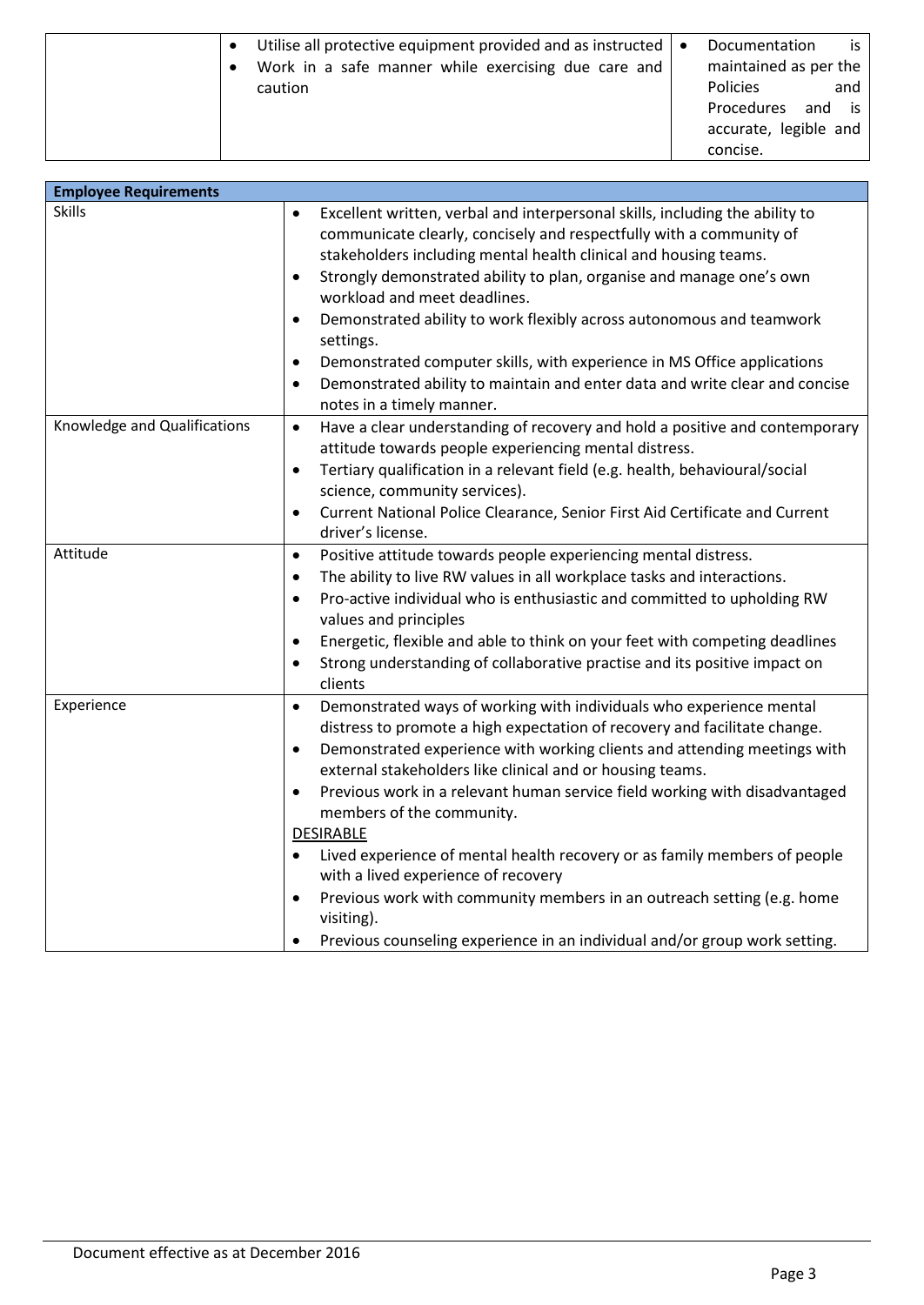| | | |
|---|---|---|
| | • Utilise all protective equipment provided and as instructed<br>• Work in a safe manner while exercising due care and caution | • Documentation is maintained as per the Policies and Procedures and is accurate, legible and concise. |

| Employee Requirements | |
|---|---|
| Skills | • Excellent written, verbal and interpersonal skills, including the ability to communicate clearly, concisely and respectfully with a community of stakeholders including mental health clinical and housing teams.<br>• Strongly demonstrated ability to plan, organise and manage one's own workload and meet deadlines.<br>• Demonstrated ability to work flexibly across autonomous and teamwork settings.<br>• Demonstrated computer skills, with experience in MS Office applications<br>• Demonstrated ability to maintain and enter data and write clear and concise notes in a timely manner. |
| Knowledge and Qualifications | • Have a clear understanding of recovery and hold a positive and contemporary attitude towards people experiencing mental distress.<br>• Tertiary qualification in a relevant field (e.g. health, behavioural/social science, community services).<br>• Current National Police Clearance, Senior First Aid Certificate and Current driver's license. |
| Attitude | • Positive attitude towards people experiencing mental distress.<br>• The ability to live RW values in all workplace tasks and interactions.<br>• Pro-active individual who is enthusiastic and committed to upholding RW values and principles<br>• Energetic, flexible and able to think on your feet with competing deadlines<br>• Strong understanding of collaborative practise and its positive impact on clients |
| Experience | • Demonstrated ways of working with individuals who experience mental distress to promote a high expectation of recovery and facilitate change.<br>• Demonstrated experience with working clients and attending meetings with external stakeholders like clinical and or housing teams.<br>• Previous work in a relevant human service field working with disadvantaged members of the community.<br>DESIRABLE<br>• Lived experience of mental health recovery or as family members of people with a lived experience of recovery<br>• Previous work with community members in an outreach setting (e.g. home visiting).<br>• Previous counseling experience in an individual and/or group work setting. |

Document effective as at December 2016